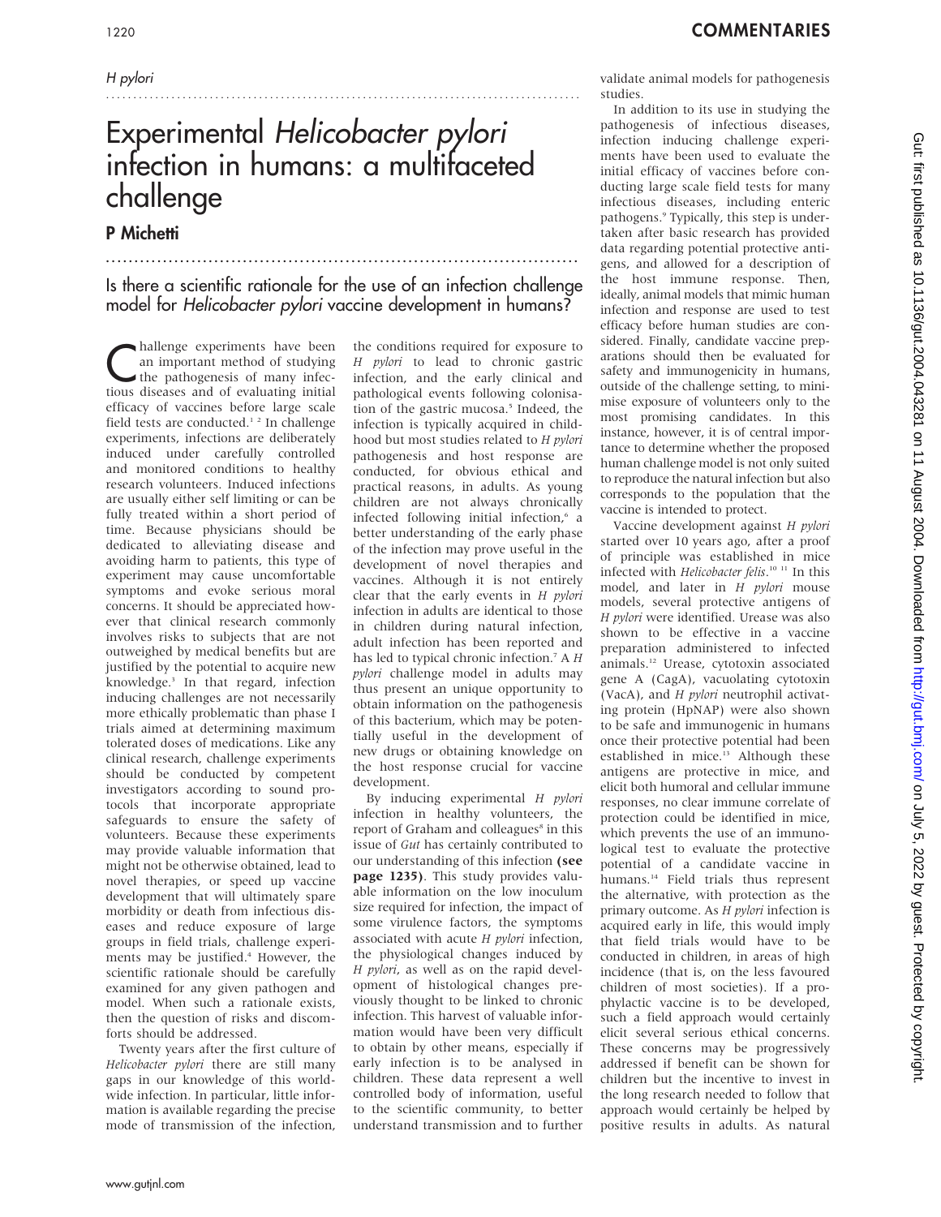*H pylori*

# Experimental *Helicobacter pylori* infection in humans: a multifaceted challenge

## P Michetti

**Is there a scientific rationale for the use of an infection challenge model for *Helicobacter pylori* vaccine development in humans?**

Challenge experiments have been an important method of studying the pathogenesis of many infectious diseases and of evaluating initial efficacy of vaccines before large scale field tests are conducted.[1 2] In challenge experiments, infections are deliberately induced under carefully controlled and monitored conditions to healthy research volunteers. Induced infections are usually either self limiting or can be fully treated within a short period of time. Because physicians should be dedicated to alleviating disease and avoiding harm to patients, this type of experiment may cause uncomfortable symptoms and evoke serious moral concerns. It should be appreciated however that clinical research commonly involves risks to subjects that are not outweighed by medical benefits but are justified by the potential to acquire new knowledge.[3] In that regard, infection inducing challenges are not necessarily more ethically problematic than phase I trials aimed at determining maximum tolerated doses of medications. Like any clinical research, challenge experiments should be conducted by competent investigators according to sound protocols that incorporate appropriate safeguards to ensure the safety of volunteers. Because these experiments may provide valuable information that might not be otherwise obtained, lead to novel therapies, or speed up vaccine development that will ultimately spare morbidity or death from infectious diseases and reduce exposure of large groups in field trials, challenge experiments may be justified.[4] However, the scientific rationale should be carefully examined for any given pathogen and model. When such a rationale exists, then the question of risks and discomforts should be addressed.

Twenty years after the first culture of *Helicobacter pylori* there are still many gaps in our knowledge of this worldwide infection. In particular, little information is available regarding the precise mode of transmission of the infection, the conditions required for exposure to *H pylori* to lead to chronic gastric infection, and the early clinical and pathological events following colonisation of the gastric mucosa.[5] Indeed, the infection is typically acquired in childhood but most studies related to *H pylori* pathogenesis and host response are conducted, for obvious ethical and practical reasons, in adults. As young children are not always chronically infected following initial infection,[6] a better understanding of the early phase of the infection may prove useful in the development of novel therapies and vaccines. Although it is not entirely clear that the early events in *H pylori* infection in adults are identical to those in children during natural infection, adult infection has been reported and has led to typical chronic infection.[7] A *H pylori* challenge model in adults may thus present an unique opportunity to obtain information on the pathogenesis of this bacterium, which may be potentially useful in the development of new drugs or obtaining knowledge on the host response crucial for vaccine development.

By inducing experimental *H pylori* infection in healthy volunteers, the report of Graham and colleagues[8] in this issue of *Gut* has certainly contributed to our understanding of this infection **(see page 1235)**. This study provides valuable information on the low inoculum size required for infection, the impact of some virulence factors, the symptoms associated with acute *H pylori* infection, the physiological changes induced by *H pylori*, as well as on the rapid development of histological changes previously thought to be linked to chronic infection. This harvest of valuable information would have been very difficult to obtain by other means, especially if early infection is to be analysed in children. These data represent a well controlled body of information, useful to the scientific community, to better understand transmission and to further validate animal models for pathogenesis studies.

In addition to its use in studying the pathogenesis of infectious diseases, infection inducing challenge experiments have been used to evaluate the initial efficacy of vaccines before conducting large scale field tests for many infectious diseases, including enteric pathogens.[9] Typically, this step is undertaken after basic research has provided data regarding potential protective antigens, and allowed for a description of the host immune response. Then, ideally, animal models that mimic human infection and response are used to test efficacy before human studies are considered. Finally, candidate vaccine preparations should then be evaluated for safety and immunogenicity in humans, outside of the challenge setting, to minimise exposure of volunteers only to the most promising candidates. In this instance, however, it is of central importance to determine whether the proposed human challenge model is not only suited to reproduce the natural infection but also corresponds to the population that the vaccine is intended to protect.

Vaccine development against *H pylori* started over 10 years ago, after a proof of principle was established in mice infected with *Helicobacter felis*.[10 11] In this model, and later in *H pylori* mouse models, several protective antigens of *H pylori* were identified. Urease was also shown to be effective in a vaccine preparation administered to infected animals.[12] Urease, cytotoxin associated gene A (CagA), vacuolating cytotoxin (VacA), and *H pylori* neutrophil activating protein (HpNAP) were also shown to be safe and immunogenic in humans once their protective potential had been established in mice.[13] Although these antigens are protective in mice, and elicit both humoral and cellular immune responses, no clear immune correlate of protection could be identified in mice, which prevents the use of an immunological test to evaluate the protective potential of a candidate vaccine in humans.[14] Field trials thus represent the alternative, with protection as the primary outcome. As *H pylori* infection is acquired early in life, this would imply that field trials would have to be conducted in children, in areas of high incidence (that is, on the less favoured children of most societies). If a prophylactic vaccine is to be developed, such a field approach would certainly elicit several serious ethical concerns. These concerns may be progressively addressed if benefit can be shown for children but the incentive to invest in the long research needed to follow that approach would certainly be helped by positive results in adults. As natural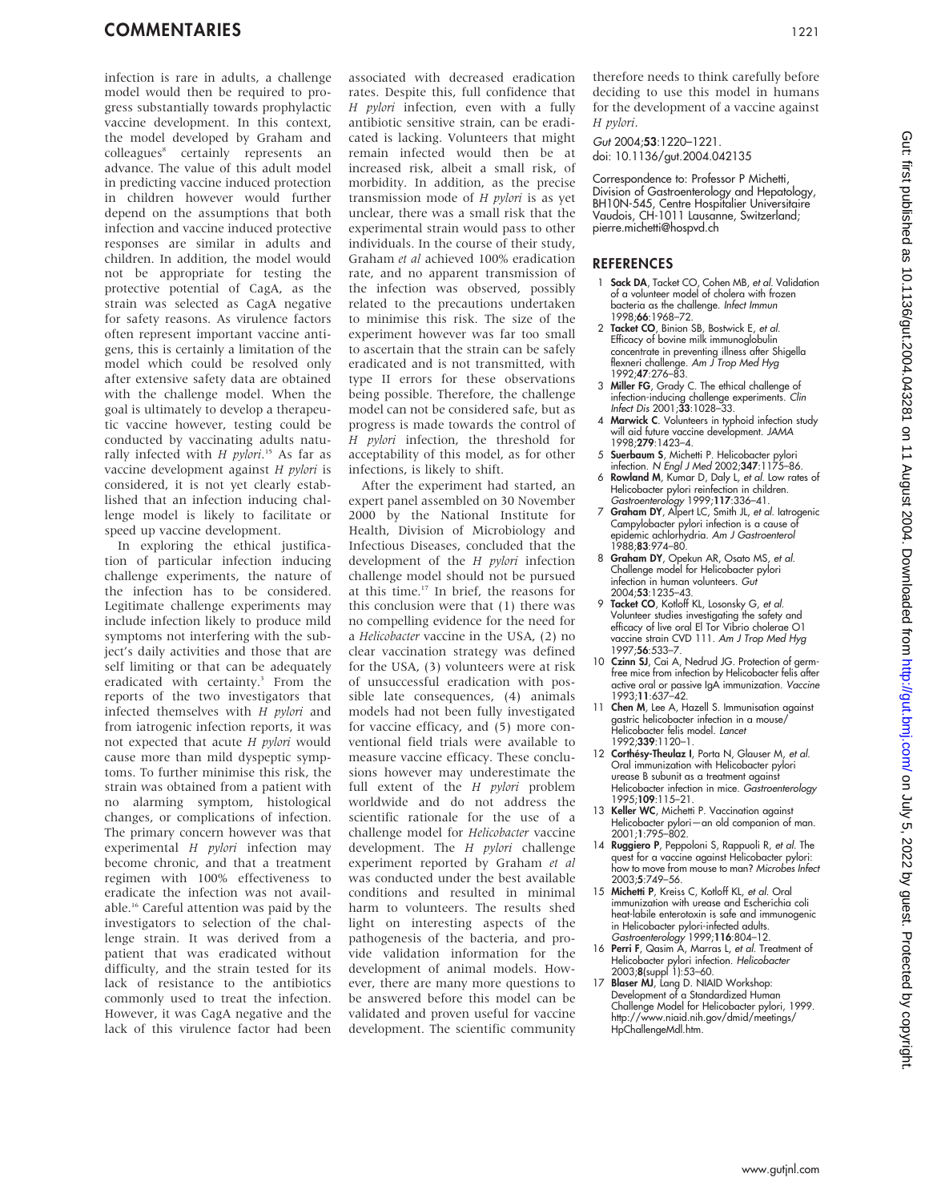infection is rare in adults, a challenge model would then be required to progress substantially towards prophylactic vaccine development. In this context, the model developed by Graham and colleagues[8] certainly represents an advance. The value of this adult model in predicting vaccine induced protection in children however would further depend on the assumptions that both infection and vaccine induced protective responses are similar in adults and children. In addition, the model would not be appropriate for testing the protective potential of CagA, as the strain was selected as CagA negative for safety reasons. As virulence factors often represent important vaccine antigens, this is certainly a limitation of the model which could be resolved only after extensive safety data are obtained with the challenge model. When the goal is ultimately to develop a therapeutic vaccine however, testing could be conducted by vaccinating adults naturally infected with *H pylori*.[15] As far as vaccine development against *H pylori* is considered, it is not yet clearly established that an infection inducing challenge model is likely to facilitate or speed up vaccine development.

In exploring the ethical justification of particular infection inducing challenge experiments, the nature of the infection has to be considered. Legitimate challenge experiments may include infection likely to produce mild symptoms not interfering with the subject's daily activities and those that are self limiting or that can be adequately eradicated with certainty.[3] From the reports of the two investigators that infected themselves with *H pylori* and from iatrogenic infection reports, it was not expected that acute *H pylori* would cause more than mild dyspeptic symptoms. To further minimise this risk, the strain was obtained from a patient with no alarming symptom, histological changes, or complications of infection. The primary concern however was that experimental *H pylori* infection may become chronic, and that a treatment regimen with 100% effectiveness to eradicate the infection was not available.[16] Careful attention was paid by the investigators to selection of the challenge strain. It was derived from a patient that was eradicated without difficulty, and the strain tested for its lack of resistance to the antibiotics commonly used to treat the infection. However, it was CagA negative and the lack of this virulence factor had been associated with decreased eradication rates. Despite this, full confidence that *H pylori* infection, even with a fully antibiotic sensitive strain, can be eradicated is lacking. Volunteers that might remain infected would then be at increased risk, albeit a small risk, of morbidity. In addition, as the precise transmission mode of *H pylori* is as yet unclear, there was a small risk that the experimental strain would pass to other individuals. In the course of their study, Graham *et al* achieved 100% eradication rate, and no apparent transmission of the infection was observed, possibly related to the precautions undertaken to minimise this risk. The size of the experiment however was far too small to ascertain that the strain can be safely eradicated and is not transmitted, with type II errors for these observations being possible. Therefore, the challenge model can not be considered safe, but as progress is made towards the control of *H pylori* infection, the threshold for acceptability of this model, as for other infections, is likely to shift.

After the experiment had started, an expert panel assembled on 30 November 2000 by the National Institute for Health, Division of Microbiology and Infectious Diseases, concluded that the development of the *H pylori* infection challenge model should not be pursued at this time.[17] In brief, the reasons for this conclusion were that (1) there was no compelling evidence for the need for a *Helicobacter* vaccine in the USA, (2) no clear vaccination strategy was defined for the USA, (3) volunteers were at risk of unsuccessful eradication with possible late consequences, (4) animals models had not been fully investigated for vaccine efficacy, and (5) more conventional field trials were available to measure vaccine efficacy. These conclusions however may underestimate the full extent of the *H pylori* problem worldwide and do not address the scientific rationale for the use of a challenge model for *Helicobacter* vaccine development. The *H pylori* challenge experiment reported by Graham *et al* was conducted under the best available conditions and resulted in minimal harm to volunteers. The results shed light on interesting aspects of the pathogenesis of the bacteria, and provide validation information for the development of animal models. However, there are many more questions to be answered before this model can be validated and proven useful for vaccine development. The scientific community therefore needs to think carefully before deciding to use this model in humans for the development of a vaccine against *H pylori*.

*Gut* 2004;**53**:1220–1221.
doi: 10.1136/gut.2004.042135

Correspondence to: Professor P Michetti, Division of Gastroenterology and Hepatology, BH10N-545, Centre Hospitalier Universitaire Vaudois, CH-1011 Lausanne, Switzerland; pierre.michetti@hospvd.ch

## REFERENCES

1. **Sack DA**, Tacket CO, Cohen MB, *et al*. Validation of a volunteer model of cholera with frozen bacteria as the challenge. *Infect Immun* 1998;**66**:1968–72.
2. **Tacket CO**, Binion SB, Bostwick E, *et al*. Efficacy of bovine milk immunoglobulin concentrate in preventing illness after Shigella flexneri challenge. *Am J Trop Med Hyg* 1992;**47**:276–83.
3. **Miller FG**, Grady C. The ethical challenge of infection-inducing challenge experiments. *Clin Infect Dis* 2001;**33**:1028–33.
4. **Marwick C**. Volunteers in typhoid infection study will aid future vaccine development. *JAMA* 1998;**279**:1423–4.
5. **Suerbaum S**, Michetti P. Helicobacter pylori infection. *N Engl J Med* 2002;**347**:1175–86.
6. **Rowland M**, Kumar D, Daly L, *et al*. Low rates of Helicobacter pylori reinfection in children. *Gastroenterology* 1999;**117**:336–41.
7. **Graham DY**, Alpert LC, Smith JL, *et al*. Iatrogenic Campylobacter pylori infection is a cause of epidemic achlorhydria. *Am J Gastroenterol* 1988;**83**:974–80.
8. **Graham DY**, Opekun AR, Osato MS, *et al*. Challenge model for Helicobacter pylori infection in human volunteers. *Gut* 2004;**53**:1235–43.
9. **Tacket CO**, Kotloff KL, Losonsky G, *et al*. Volunteer studies investigating the safety and efficacy of live oral El Tor Vibrio cholerae O1 vaccine strain CVD 111. *Am J Trop Med Hyg* 1997;**56**:533–7.
10. **Czinn SJ**, Cai A, Nedrud JG. Protection of germ-free mice from infection by Helicobacter felis after active oral or passive IgA immunization. *Vaccine* 1993;**11**:637–42.
11. **Chen M**, Lee A, Hazell S. Immunisation against gastric helicobacter infection in a mouse/Helicobacter felis model. *Lancet* 1992;**339**:1120–1.
12. **Corthésy-Theulaz I**, Porta N, Glauser M, *et al*. Oral immunization with Helicobacter pylori urease B subunit as a treatment against Helicobacter infection in mice. *Gastroenterology* 1995;**109**:115–21.
13. **Keller WC**, Michetti P. Vaccination against Helicobacter pylori—an old companion of man. 2001;**1**:795–802.
14. **Ruggiero P**, Peppoloni S, Rappuoli R, *et al*. The quest for a vaccine against Helicobacter pylori: how to move from mouse to man? *Microbes Infect* 2003;**5**:749–56.
15. **Michetti P**, Kreiss C, Kotloff KL, *et al*. Oral immunization with urease and Escherichia coli heat-labile enterotoxin is safe and immunogenic in Helicobacter pylori-infected adults. *Gastroenterology* 1999;**116**:804–12.
16. **Perri F**, Qasim A, Marras L, *et al*. Treatment of Helicobacter pylori infection. *Helicobacter* 2003;**8**(suppl 1):53–60.
17. **Blaser MJ**, Lang D. NIAID Workshop: Development of a Standardized Human Challenge Model for Helicobacter pylori, 1999. http://www.niaid.nih.gov/dmid/meetings/HpChallengeMdl.htm.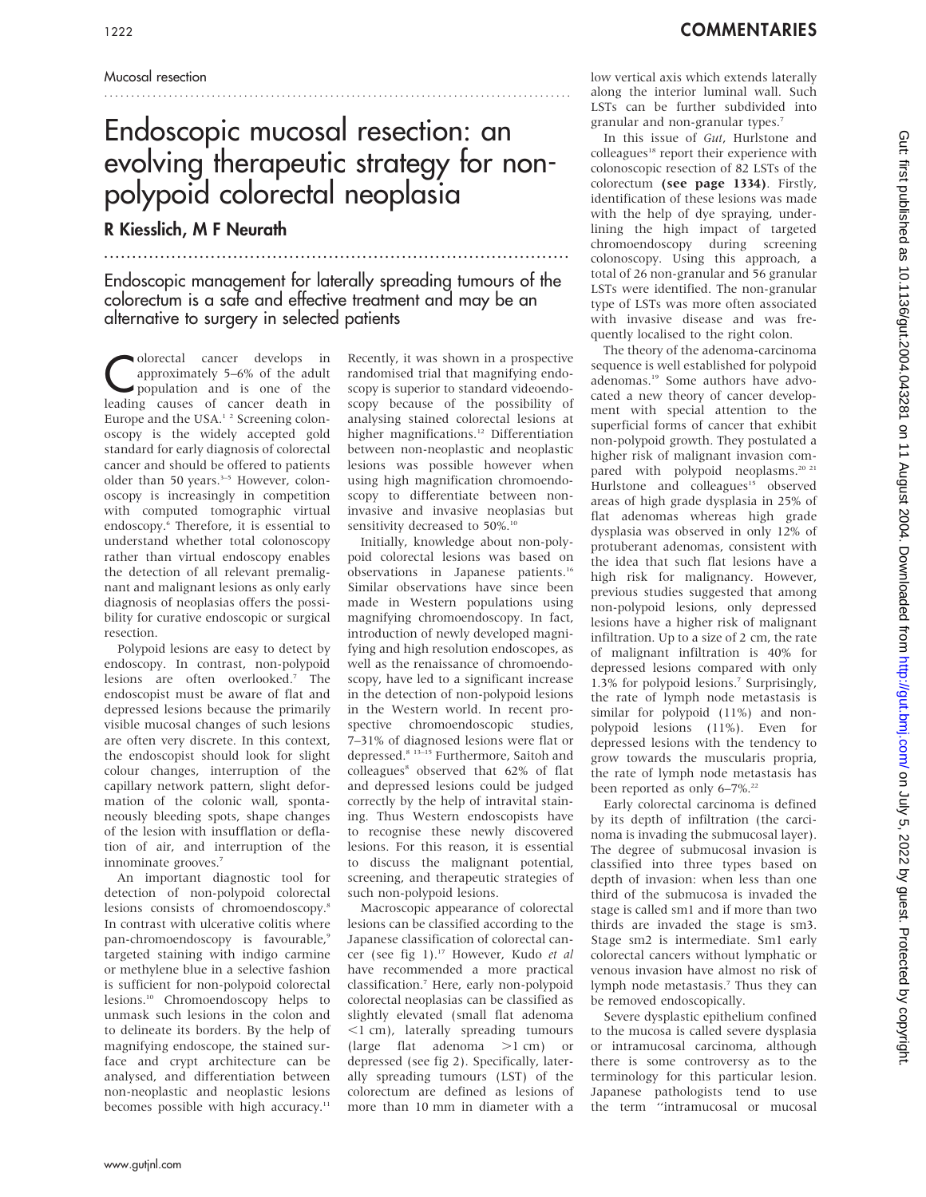Mucosal resection

# Endoscopic mucosal resection: an evolving therapeutic strategy for non-polypoid colorectal neoplasia

## R Kiesslich, M F Neurath

**Endoscopic management for laterally spreading tumours of the colorectum is a safe and effective treatment and may be an alternative to surgery in selected patients**

Colorectal cancer develops in approximately 5–6% of the adult population and is one of the leading causes of cancer death in Europe and the USA.[1 2] Screening colonoscopy is the widely accepted gold standard for early diagnosis of colorectal cancer and should be offered to patients older than 50 years.[3–5] However, colonoscopy is increasingly in competition with computed tomographic virtual endoscopy.[6] Therefore, it is essential to understand whether total colonoscopy rather than virtual endoscopy enables the detection of all relevant premalignant and malignant lesions as only early diagnosis of neoplasias offers the possibility for curative endoscopic or surgical resection.

Polypoid lesions are easy to detect by endoscopy. In contrast, non-polypoid lesions are often overlooked.[7] The endoscopist must be aware of flat and depressed lesions because the primarily visible mucosal changes of such lesions are often very discrete. In this context, the endoscopist should look for slight colour changes, interruption of the capillary network pattern, slight deformation of the colonic wall, spontaneously bleeding spots, shape changes of the lesion with insufflation or deflation of air, and interruption of the innominate grooves.[7]

An important diagnostic tool for detection of non-polypoid colorectal lesions consists of chromoendoscopy.[8] In contrast with ulcerative colitis where pan-chromoendoscopy is favourable,[9] targeted staining with indigo carmine or methylene blue in a selective fashion is sufficient for non-polypoid colorectal lesions.[10] Chromoendoscopy helps to unmask such lesions in the colon and to delineate its borders. By the help of magnifying endoscope, the stained surface and crypt architecture can be analysed, and differentiation between non-neoplastic and neoplastic lesions becomes possible with high accuracy.[11] Recently, it was shown in a prospective randomised trial that magnifying endoscopy is superior to standard videoendoscopy because of the possibility of analysing stained colorectal lesions at higher magnifications.[12] Differentiation between non-neoplastic and neoplastic lesions was possible however when using high magnification chromoendoscopy to differentiate between non-invasive and invasive neoplasias but sensitivity decreased to 50%.[10]

Initially, knowledge about non-polypoid colorectal lesions was based on observations in Japanese patients.[16] Similar observations have since been made in Western populations using magnifying chromoendoscopy. In fact, introduction of newly developed magnifying and high resolution endoscopes, as well as the renaissance of chromoendoscopy, have led to a significant increase in the detection of non-polypoid lesions in the Western world. In recent prospective chromoendoscopic studies, 7–31% of diagnosed lesions were flat or depressed.[8 13–15] Furthermore, Saitoh and colleagues[8] observed that 62% of flat and depressed lesions could be judged correctly by the help of intravital staining. Thus Western endoscopists have to recognise these newly discovered lesions. For this reason, it is essential to discuss the malignant potential, screening, and therapeutic strategies of such non-polypoid lesions.

Macroscopic appearance of colorectal lesions can be classified according to the Japanese classification of colorectal cancer (see fig 1).[17] However, Kudo *et al* have recommended a more practical classification.[7] Here, early non-polypoid colorectal neoplasias can be classified as slightly elevated (small flat adenoma <1 cm), laterally spreading tumours (large flat adenoma >1 cm) or depressed (see fig 2). Specifically, laterally spreading tumours (LST) of the colorectum are defined as lesions of more than 10 mm in diameter with a low vertical axis which extends laterally along the interior luminal wall. Such LSTs can be further subdivided into granular and non-granular types.[7]

In this issue of *Gut*, Hurlstone and colleagues[18] report their experience with colonoscopic resection of 82 LSTs of the colorectum **(see page 1334)**. Firstly, identification of these lesions was made with the help of dye spraying, underlining the high impact of targeted chromoendoscopy during screening colonoscopy. Using this approach, a total of 26 non-granular and 56 granular LSTs were identified. The non-granular type of LSTs was more often associated with invasive disease and was frequently localised to the right colon.

The theory of the adenoma-carcinoma sequence is well established for polypoid adenomas.[19] Some authors have advocated a new theory of cancer development with special attention to the superficial forms of cancer that exhibit non-polypoid growth. They postulated a higher risk of malignant invasion compared with polypoid neoplasms.[20 21] Hurlstone and colleagues[15] observed areas of high grade dysplasia in 25% of flat adenomas whereas high grade dysplasia was observed in only 12% of protuberant adenomas, consistent with the idea that such flat lesions have a high risk for malignancy. However, previous studies suggested that among non-polypoid lesions, only depressed lesions have a higher risk of malignant infiltration. Up to a size of 2 cm, the rate of malignant infiltration is 40% for depressed lesions compared with only 1.3% for polypoid lesions.[7] Surprisingly, the rate of lymph node metastasis is similar for polypoid (11%) and non-polypoid lesions (11%). Even for depressed lesions with the tendency to grow towards the muscularis propria, the rate of lymph node metastasis has been reported as only 6–7%.[22]

Early colorectal carcinoma is defined by its depth of infiltration (the carcinoma is invading the submucosal layer). The degree of submucosal invasion is classified into three types based on depth of invasion: when less than one third of the submucosa is invaded the stage is called sm1 and if more than two thirds are invaded the stage is sm3. Stage sm2 is intermediate. Sm1 early colorectal cancers without lymphatic or venous invasion have almost no risk of lymph node metastasis.[7] Thus they can be removed endoscopically.

Severe dysplastic epithelium confined to the mucosa is called severe dysplasia or intramucosal carcinoma, although there is some controversy as to the terminology for this particular lesion. Japanese pathologists tend to use the term "intramucosal or mucosal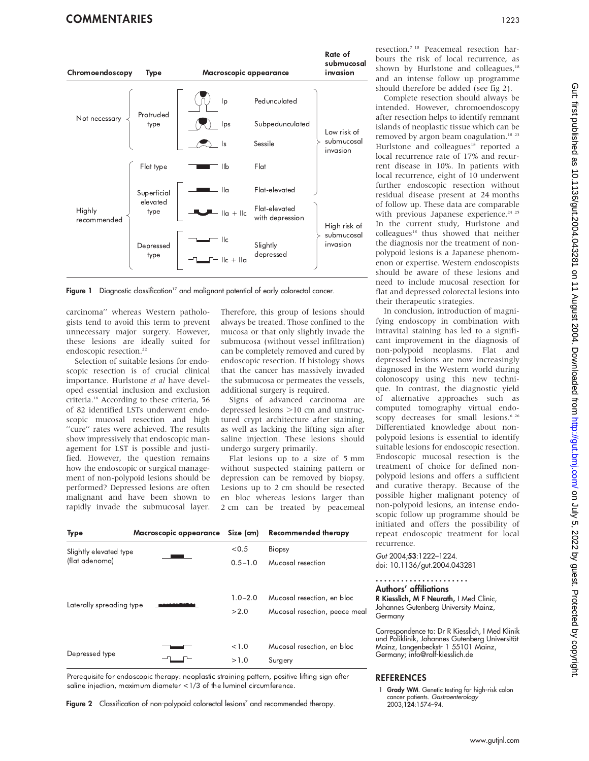| Chromoendoscopy | Type | Macroscopic appearance | | Rate of submucosal invasion |
|---|---|---|---|---|
| Not necessary | Protruded type | Ip | Pedunculated | Low risk of submucosal invasion |
| | | Ips | Subpedunculated | |
| | | Is | Sessile | |
| Highly recommended | Flat type | IIb | Flat | |
| | Superficial elevated type | IIa | Flat-elevated | |
| | | IIa + IIc | Flat-elevated with depression | High risk of submucosal invasion |
| | Depressed type | IIc | Slightly depressed | |
| | | IIc + IIa | | |

Figure 1 Diagnostic classification[17] and malignant potential of early colorectal cancer.

carcinoma'' whereas Western pathologists tend to avoid this term to prevent unnecessary major surgery. However, these lesions are ideally suited for endoscopic resection.[22]

Selection of suitable lesions for endoscopic resection is of crucial clinical importance. Hurlstone *et al* have developed essential inclusion and exclusion criteria.[18] According to these criteria, 56 of 82 identified LSTs underwent endoscopic mucosal resection and high ''cure'' rates were achieved. The results show impressively that endoscopic management for LST is possible and justified. However, the question remains how the endoscopic or surgical management of non-polypoid lesions should be performed? Depressed lesions are often malignant and have been shown to rapidly invade the submucosal layer. Therefore, this group of lesions should always be treated. Those confined to the mucosa or that only slightly invade the submucosa (without vessel infiltration) can be completely removed and cured by endoscopic resection. If histology shows that the cancer has massively invaded the submucosa or permeates the vessels, additional surgery is required.

Signs of advanced carcinoma are depressed lesions >10 cm and unstructured crypt architecture after staining, as well as lacking the lifting sign after saline injection. These lesions should undergo surgery primarily.

Flat lesions up to a size of 5 mm without suspected staining pattern or depression can be removed by biopsy. Lesions up to 2 cm should be resected en bloc whereas lesions larger than 2 cm can be treated by peacemeal resection.[7,18] Peacemeal resection harbours the risk of local recurrence, as shown by Hurlstone and colleagues,[18] and an intense follow up programme should therefore be added (see fig 2).

Complete resection should always be intended. However, chromoendoscopy after resection helps to identify remnant islands of neoplastic tissue which can be removed by argon beam coagulation.[18,23] Hurlstone and colleagues[18] reported a local recurrence rate of 17% and recurrent disease in 10%. In patients with local recurrence, eight of 10 underwent further endoscopic resection without residual disease present at 24 months of follow up. These data are comparable with previous Japanese experience.[24,25] In the current study, Hurlstone and colleagues[18] thus showed that neither the diagnosis nor the treatment of non-polypoid lesions is a Japanese phenomenon or expertise. Western endoscopists should be aware of these lesions and need to include mucosal resection for flat and depressed colorectal lesions into their therapeutic strategies.

In conclusion, introduction of magnifying endoscopy in combination with intravital staining has led to a significant improvement in the diagnosis of non-polypoid neoplasms. Flat and depressed lesions are now increasingly diagnosed in the Western world during colonoscopy using this new technique. In contrast, the diagnostic yield of alternative approaches such as computed tomography virtual endoscopy decreases for small lesions.[6,26] Differentiated knowledge about non-polypoid lesions is essential to identify suitable lesions for endoscopic resection. Endoscopic mucosal resection is the treatment of choice for defined non-polypoid lesions and offers a sufficient and curative therapy. Because of the possible higher malignant potency of non-polypoid lesions, an intense endoscopic follow up programme should be initiated and offers the possibility of repeat endoscopic treatment for local recurrence.

| Type | Macroscopic appearance | Size (cm) | Recommended therapy |
|---|---|---|---|
| Slightly elevated type (flat adenoma) | | <0.5 | Biopsy |
| | | 0.5–1.0 | Mucosal resection |
| Laterally spreading type | | 1.0–2.0 | Mucosal resection, en bloc |
| | | >2.0 | Mucosal resection, peace meal |
| Depressed type | | <1.0 | Mucosal resection, en bloc |
| | | >1.0 | Surgery |

Prerequisite for endoscopic therapy: neoplastic straining pattern, positive lifting sign after saline injection, maximum diameter <1/3 of the luminal circumference.

Figure 2 Classification of non-polypoid colorectal lesions[7] and recommended therapy.

*Gut* 2004;**53**:1222–1224.
doi: 10.1136/gut.2004.043281

### Authors' affiliations

**R Kiesslich, M F Neurath,** I Med Clinic, Johannes Gutenberg University Mainz, Germany

Correspondence to: Dr R Kiesslich, I Med Klinik und Poliklinik, Johannes Gutenberg Universität Mainz, Langenbeckstr 1 55101 Mainz, Germany; info@ralf-kiesslich.de

## REFERENCES

1 **Grady WM**. Genetic testing for high-risk colon cancer patients. *Gastroenterology* 2003;**124**:1574–94.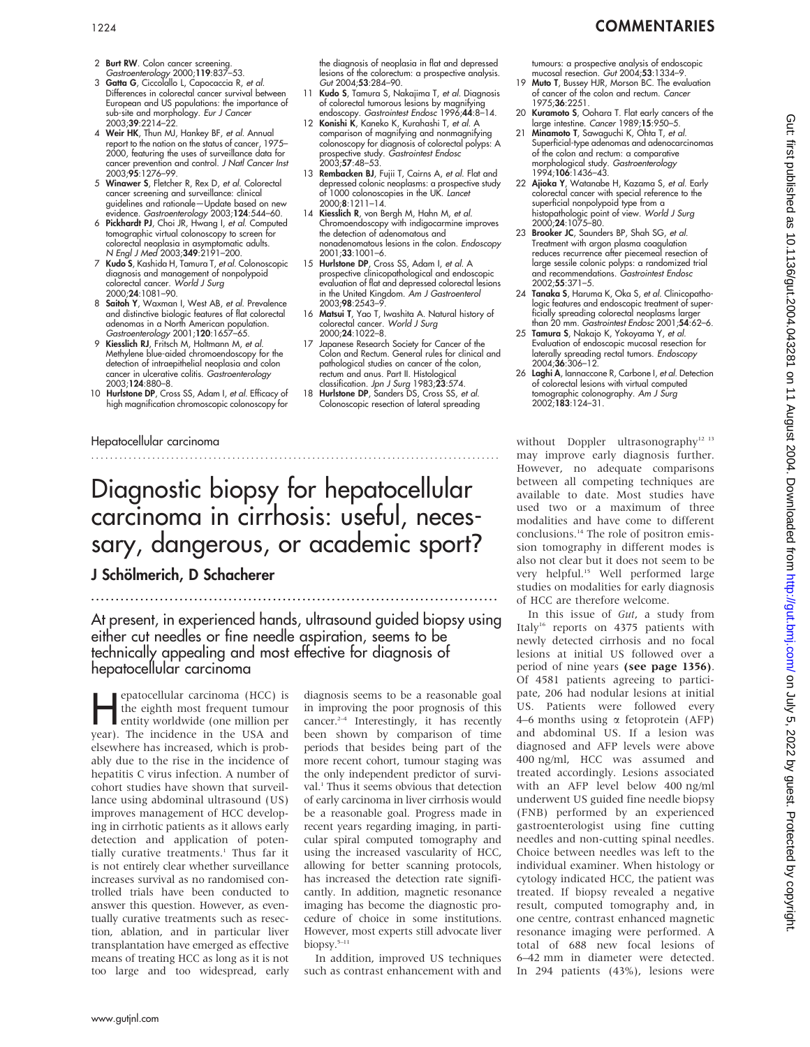2 **Burt RW**. Colon cancer screening. *Gastroenterology* 2000;**119**:837–53.
3 **Gatta G**, Ciccolallo L, Capocaccia R, *et al*. Differences in colorectal cancer survival between European and US populations: the importance of sub-site and morphology. *Eur J Cancer* 2003;**39**:2214–22.
4 **Weir HK**, Thun MJ, Hankey BF, *et al*. Annual report to the nation on the status of cancer, 1975–2000, featuring the uses of surveillance data for cancer prevention and control. *J Natl Cancer Inst* 2003;**95**:1276–99.
5 **Winawer S**, Fletcher R, Rex D, *et al*. Colorectal cancer screening and surveillance: clinical guidelines and rationale—Update based on new evidence. *Gastroenterology* 2003;**124**:544–60.
6 **Pickhardt PJ**, Choi JR, Hwang I, *et al*. Computed tomographic virtual colonoscopy to screen for colorectal neoplasia in asymptomatic adults. *N Engl J Med* 2003;**349**:2191–200.
7 **Kudo S**, Kashida H, Tamura T, *et al*. Colonoscopic diagnosis and management of nonpolypoid colorectal cancer. *World J Surg* 2000;**24**:1081–90.
8 **Saitoh Y**, Waxman I, West AB, *et al*. Prevalence and distinctive biologic features of flat colorectal adenomas in a North American population. *Gastroenterology* 2001;**120**:1657–65.
9 **Kiesslich RJ**, Fritsch M, Holtmann M, *et al*. Methylene blue-aided chromoendoscopy for the detection of intraepithelial neoplasia and colon cancer in ulcerative colitis. *Gastroenterology* 2003;**124**:880–8.
10 **Hurlstone DP**, Cross SS, Adam I, *et al*. Efficacy of high magnification chromoscopic colonoscopy for the diagnosis of neoplasia in flat and depressed lesions of the colorectum: a prospective analysis. *Gut* 2004;**53**:284–90.
11 **Kudo S**, Tamura S, Nakajima T, *et al*. Diagnosis of colorectal tumorous lesions by magnifying endoscopy. *Gastrointest Endosc* 1996;**44**:8–14.
12 **Konishi K**, Kaneko K, Kurahashi T, *et al*. A comparison of magnifying and nonmagnifying colonoscopy for diagnosis of colorectal polyps: A prospective study. *Gastrointest Endosc* 2003;**57**:48–53.
13 **Rembacken BJ**, Fujii T, Cairns A, *et al*. Flat and depressed colonic neoplasms: a prospective study of 1000 colonoscopies in the UK. *Lancet* 2000;**8**:1211–14.
14 **Kiesslich R**, von Bergh M, Hahn M, *et al*. Chromoendoscopy with indigocarmine improves the detection of adenomatous and nonadenomatous lesions in the colon. *Endoscopy* 2001;**33**:1001–6.
15 **Hurlstone DP**, Cross SS, Adam I, *et al*. A prospective clinicopathological and endoscopic evaluation of flat and depressed colorectal lesions in the United Kingdom. *Am J Gastroenterol* 2003;**98**:2543–9.
16 **Matsui T**, Yao T, Iwashita A. Natural history of colorectal cancer. *World J Surg* 2000;**24**:1022–8.
17 Japanese Research Society for Cancer of the Colon and Rectum. General rules for clinical and pathological studies on cancer of the colon, rectum and anus. Part II. Histological classification. *Jpn J Surg* 1983;**23**:574.
18 **Hurlstone DP**, Sanders DS, Cross SS, *et al*. Colonoscopic resection of lateral spreading tumours: a prospective analysis of endoscopic mucosal resection. *Gut* 2004;**53**:1334–9.
19 **Muto T**, Bussey HJR, Morson BC. The evaluation of cancer of the colon and rectum. *Cancer* 1975;**36**:2251.
20 **Kuramoto S**, Oohara T. Flat early cancers of the large intestine. *Cancer* 1989;**15**:950–5.
21 **Minamoto T**, Sawaguchi K, Ohta T, *et al*. Superficial-type adenomas and adenocarcinomas of the colon and rectum: a comparative morphological study. *Gastroenterology* 1994;**106**:1436–43.
22 **Ajioka Y**, Watanabe H, Kazama S, *et al*. Early colorectal cancer with special reference to the superficial nonpolypoid type from a histopathologic point of view. *World J Surg* 2000;**24**:1075–80.
23 **Brooker JC**, Saunders BP, Shah SG, *et al*. Treatment with argon plasma coagulation reduces recurrence after piecemeal resection of large sessile colonic polyps: a randomized trial and recommendations. *Gastrointest Endosc* 2002;**55**:371–5.
24 **Tanaka S**, Haruma K, Oka S, *et al*. Clinicopathologic features and endoscopic treatment of superficially spreading colorectal neoplasms larger than 20 mm. *Gastrointest Endosc* 2001;**54**:62–6.
25 **Tamura S**, Nakajo K, Yokoyama Y, *et al*. Evaluation of endoscopic mucosal resection for laterally spreading rectal tumors. *Endoscopy* 2004;**36**:306–12.
26 **Laghi A**, Iannaccone R, Carbone I, *et al*. Detection of colorectal lesions with virtual computed tomographic colonography. *Am J Surg* 2002;**183**:124–31.

Hepatocellular carcinoma

# Diagnostic biopsy for hepatocellular carcinoma in cirrhosis: useful, necessary, dangerous, or academic sport?

**J Schölmerich, D Schacherer**

At present, in experienced hands, ultrasound guided biopsy using either cut needles or fine needle aspiration, seems to be technically appealing and most effective for diagnosis of hepatocellular carcinoma

Hepatocellular carcinoma (HCC) is the eighth most frequent tumour entity worldwide (one million per year). The incidence in the USA and elsewhere has increased, which is probably due to the rise in the incidence of hepatitis C virus infection. A number of cohort studies have shown that surveillance using abdominal ultrasound (US) improves management of HCC developing in cirrhotic patients as it allows early detection and application of potentially curative treatments.[1] Thus far it is not entirely clear whether surveillance increases survival as no randomised controlled trials have been conducted to answer this question. However, as eventually curative treatments such as resection, ablation, and in particular liver transplantation have emerged as effective means of treating HCC as long as it is not too large and too widespread, early diagnosis seems to be a reasonable goal in improving the poor prognosis of this cancer.[2–4] Interestingly, it has recently been shown by comparison of time periods that besides being part of the more recent cohort, tumour staging was the only independent predictor of survival.[1] Thus it seems obvious that detection of early carcinoma in liver cirrhosis would be a reasonable goal. Progress made in recent years regarding imaging, in particular spiral computed tomography and using the increased vascularity of HCC, allowing for better scanning protocols, has increased the detection rate significantly. In addition, magnetic resonance imaging has become the diagnostic procedure of choice in some institutions. However, most experts still advocate liver biopsy.[5–11]

In addition, improved US techniques such as contrast enhancement with and without Doppler ultrasonography[12 13] may improve early diagnosis further. However, no adequate comparisons between all competing techniques are available to date. Most studies have used two or a maximum of three modalities and have come to different conclusions.[14] The role of positron emission tomography in different modes is also not clear but it does not seem to be very helpful.[15] Well performed large studies on modalities for early diagnosis of HCC are therefore welcome.

In this issue of *Gut*, a study from Italy[16] reports on 4375 patients with newly detected cirrhosis and no focal lesions at initial US followed over a period of nine years **(see page 1356)**. Of 4581 patients agreeing to participate, 206 had nodular lesions at initial US. Patients were followed every 4–6 months using α fetoprotein (AFP) and abdominal US. If a lesion was diagnosed and AFP levels were above 400 ng/ml, HCC was assumed and treated accordingly. Lesions associated with an AFP level below 400 ng/ml underwent US guided fine needle biopsy (FNB) performed by an experienced gastroenterologist using fine cutting needles and non-cutting spinal needles. Choice between needles was left to the individual examiner. When histology or cytology indicated HCC, the patient was treated. If biopsy revealed a negative result, computed tomography and, in one centre, contrast enhanced magnetic resonance imaging were performed. A total of 688 new focal lesions of 6–42 mm in diameter were detected. In 294 patients (43%), lesions were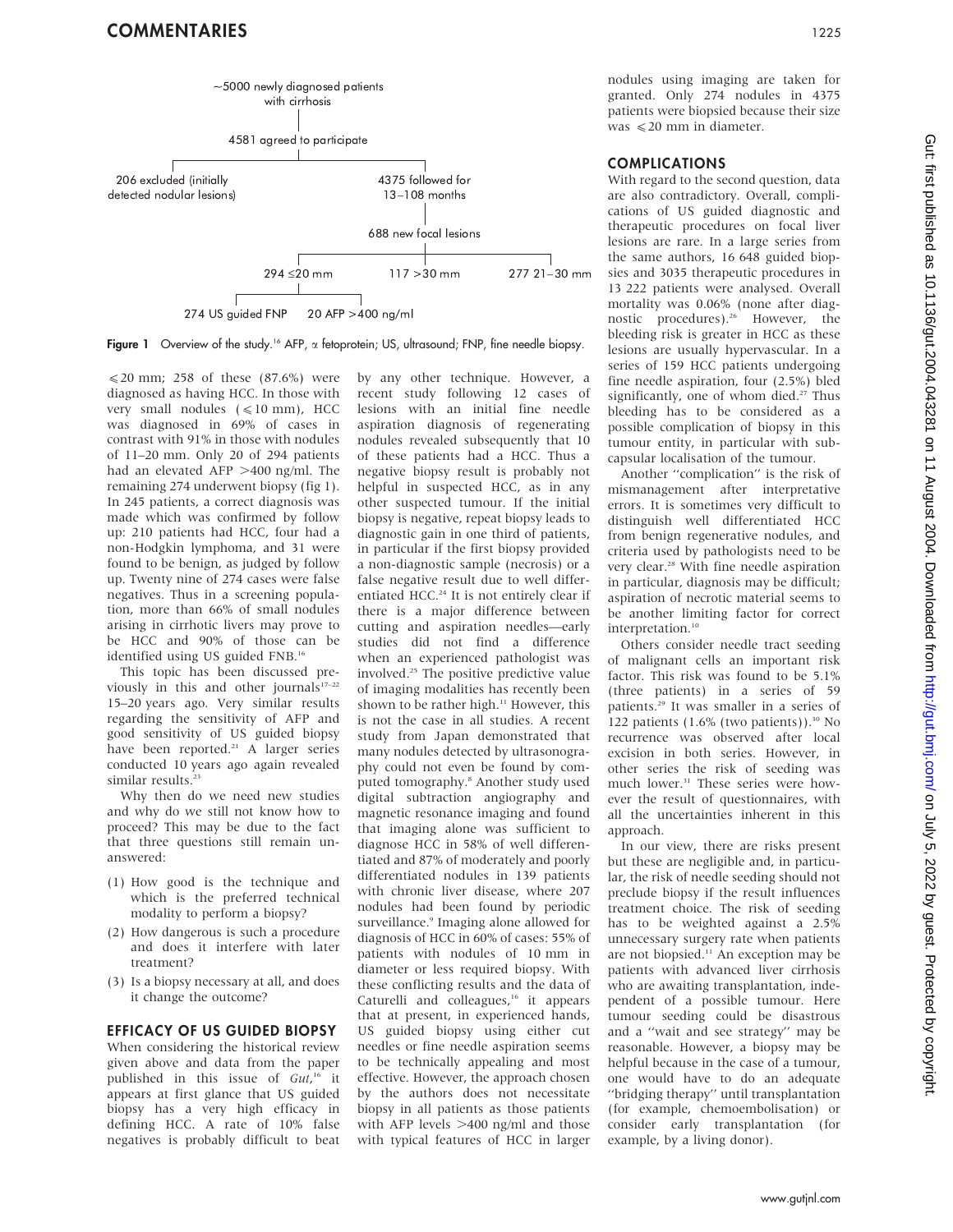~5000 newly diagnosed patients with cirrhosis

4581 agreed to participate

206 excluded (initially detected nodular lesions)

4375 followed for 13–108 months

688 new focal lesions

294 ≤20 mm | 117 >30 mm | 277 21–30 mm

274 US guided FNP | 20 AFP >400 ng/ml

**Figure 1** Overview of the study.[16] AFP, α fetoprotein; US, ultrasound; FNP, fine needle biopsy.

≤20 mm; 258 of these (87.6%) were diagnosed as having HCC. In those with very small nodules (≤10 mm), HCC was diagnosed in 69% of cases in contrast with 91% in those with nodules of 11–20 mm. Only 20 of 294 patients had an elevated AFP >400 ng/ml. The remaining 274 underwent biopsy (fig 1). In 245 patients, a correct diagnosis was made which was confirmed by follow up: 210 patients had HCC, four had a non-Hodgkin lymphoma, and 31 were found to be benign, as judged by follow up. Twenty nine of 274 cases were false negatives. Thus in a screening population, more than 66% of small nodules arising in cirrhotic livers may prove to be HCC and 90% of those can be identified using US guided FNB.[16]

This topic has been discussed previously in this and other journals[17–22] 15–20 years ago. Very similar results regarding the sensitivity of AFP and good sensitivity of US guided biopsy have been reported.[21] A larger series conducted 10 years ago again revealed similar results.[23]

Why then do we need new studies and why do we still not know how to proceed? This may be due to the fact that three questions still remain unanswered:

(1) How good is the technique and which is the preferred technical modality to perform a biopsy?
(2) How dangerous is such a procedure and does it interfere with later treatment?
(3) Is a biopsy necessary at all, and does it change the outcome?

## EFFICACY OF US GUIDED BIOPSY

When considering the historical review given above and data from the paper published in this issue of *Gut*,[16] it appears at first glance that US guided biopsy has a very high efficacy in defining HCC. A rate of 10% false negatives is probably difficult to beat by any other technique. However, a recent study following 12 cases of lesions with an initial fine needle aspiration diagnosis of regenerating nodules revealed subsequently that 10 of these patients had a HCC. Thus a negative biopsy result is probably not helpful in suspected HCC, as in any other suspected tumour. If the initial biopsy is negative, repeat biopsy leads to diagnostic gain in one third of patients, in particular if the first biopsy provided a non-diagnostic sample (necrosis) or a false negative result due to well differentiated HCC.[24] It is not entirely clear if there is a major difference between cutting and aspiration needles—early studies did not find a difference when an experienced pathologist was involved.[25] The positive predictive value of imaging modalities has recently been shown to be rather high.[11] However, this is not the case in all studies. A recent study from Japan demonstrated that many nodules detected by ultrasonography could not even be found by computed tomography.[8] Another study used digital subtraction angiography and magnetic resonance imaging and found that imaging alone was sufficient to diagnose HCC in 58% of well differentiated and 87% of moderately and poorly differentiated nodules in 139 patients with chronic liver disease, where 207 nodules had been found by periodic surveillance.[9] Imaging alone allowed for diagnosis of HCC in 60% of cases: 55% of patients with nodules of 10 mm in diameter or less required biopsy. With these conflicting results and the data of Caturelli and colleagues,[16] it appears that at present, in experienced hands, US guided biopsy using either cut needles or fine needle aspiration seems to be technically appealing and most effective. However, the approach chosen by the authors does not necessitate biopsy in all patients as those patients with AFP levels >400 ng/ml and those with typical features of HCC in larger nodules using imaging are taken for granted. Only 274 nodules in 4375 patients were biopsied because their size was ≤20 mm in diameter.

## COMPLICATIONS

With regard to the second question, data are also contradictory. Overall, complications of US guided diagnostic and therapeutic procedures on focal liver lesions are rare. In a large series from the same authors, 16 648 guided biopsies and 3035 therapeutic procedures in 13 222 patients were analysed. Overall mortality was 0.06% (none after diagnostic procedures).[26] However, the bleeding risk is greater in HCC as these lesions are usually hypervascular. In a series of 159 HCC patients undergoing fine needle aspiration, four (2.5%) bled significantly, one of whom died.[27] Thus bleeding has to be considered as a possible complication of biopsy in this tumour entity, in particular with subcapsular localisation of the tumour.

Another "complication" is the risk of mismanagement after interpretative errors. It is sometimes very difficult to distinguish well differentiated HCC from benign regenerative nodules, and criteria used by pathologists need to be very clear.[28] With fine needle aspiration in particular, diagnosis may be difficult; aspiration of necrotic material seems to be another limiting factor for correct interpretation.[10]

Others consider needle tract seeding of malignant cells an important risk factor. This risk was found to be 5.1% (three patients) in a series of 59 patients.[29] It was smaller in a series of 122 patients (1.6% (two patients)).[30] No recurrence was observed after local excision in both series. However, in other series the risk of seeding was much lower.[31] These series were however the result of questionnaires, with all the uncertainties inherent in this approach.

In our view, there are risks present but these are negligible and, in particular, the risk of needle seeding should not preclude biopsy if the result influences treatment choice. The risk of seeding has to be weighted against a 2.5% unnecessary surgery rate when patients are not biopsied.[11] An exception may be patients with advanced liver cirrhosis who are awaiting transplantation, independent of a possible tumour. Here tumour seeding could be disastrous and a "wait and see strategy" may be reasonable. However, a biopsy may be helpful because in the case of a tumour, one would have to do an adequate "bridging therapy" until transplantation (for example, chemoembolisation) or consider early transplantation (for example, by a living donor).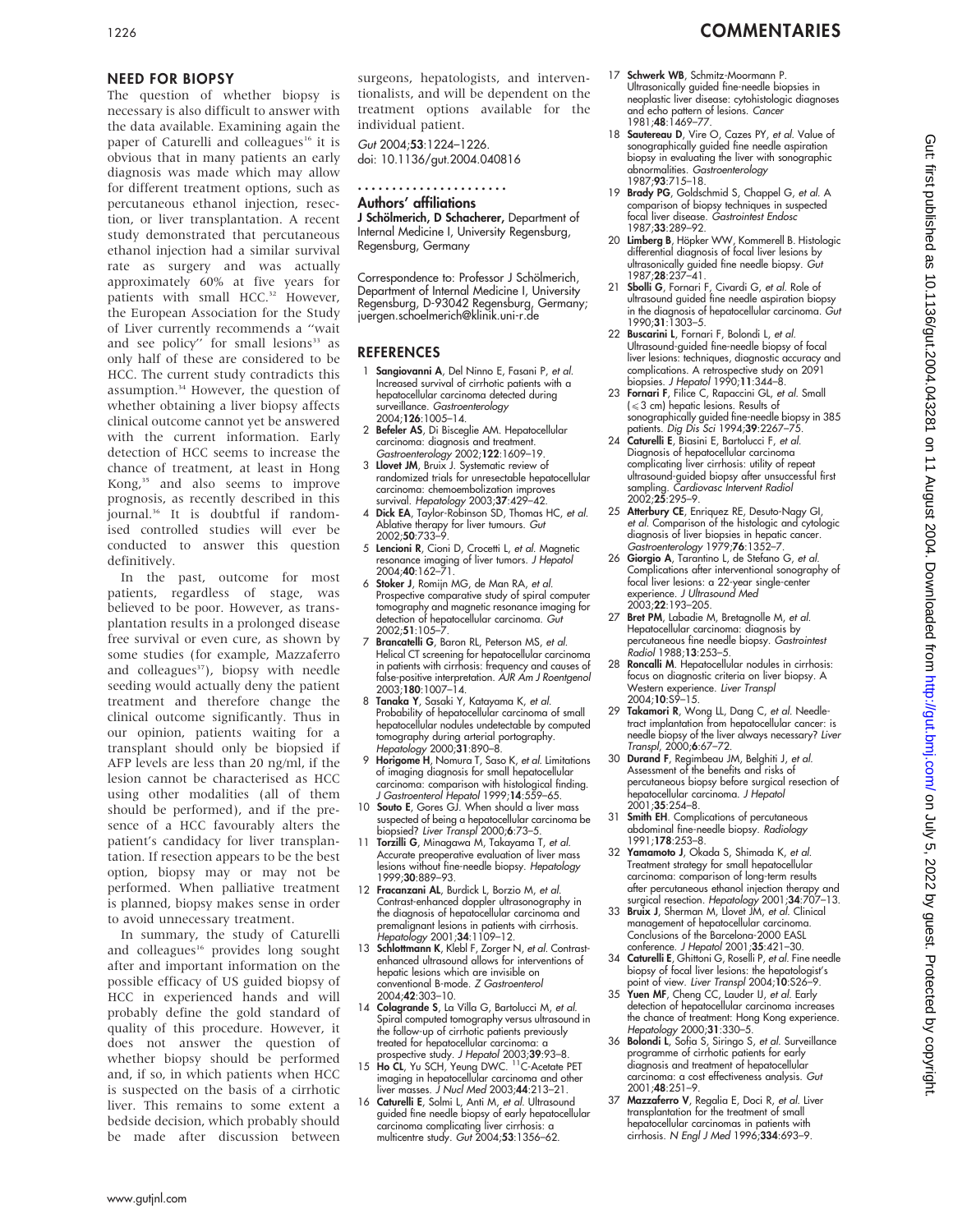## NEED FOR BIOPSY

The question of whether biopsy is necessary is also difficult to answer with the data available. Examining again the paper of Caturelli and colleagues[16] it is obvious that in many patients an early diagnosis was made which may allow for different treatment options, such as percutaneous ethanol injection, resection, or liver transplantation. A recent study demonstrated that percutaneous ethanol injection had a similar survival rate as surgery and was actually approximately 60% at five years for patients with small HCC.[32] However, the European Association for the Study of Liver currently recommends a ''wait and see policy'' for small lesions[33] as only half of these are considered to be HCC. The current study contradicts this assumption.[34] However, the question of whether obtaining a liver biopsy affects clinical outcome cannot yet be answered with the current information. Early detection of HCC seems to increase the chance of treatment, at least in Hong Kong,[35] and also seems to improve prognosis, as recently described in this journal.[36] It is doubtful if randomised controlled studies will ever be conducted to answer this question definitively.

In the past, outcome for most patients, regardless of stage, was believed to be poor. However, as transplantation results in a prolonged disease free survival or even cure, as shown by some studies (for example, Mazzaferro and colleagues[37]), biopsy with needle seeding would actually deny the patient treatment and therefore change the clinical outcome significantly. Thus in our opinion, patients waiting for a transplant should only be biopsied if AFP levels are less than 20 ng/ml, if the lesion cannot be characterised as HCC using other modalities (all of them should be performed), and if the presence of a HCC favourably alters the patient's candidacy for liver transplantation. If resection appears to be the best option, biopsy may or may not be performed. When palliative treatment is planned, biopsy makes sense in order to avoid unnecessary treatment.

In summary, the study of Caturelli and colleagues[16] provides long sought after and important information on the possible efficacy of US guided biopsy of HCC in experienced hands and will probably define the gold standard of quality of this procedure. However, it does not answer the question of whether biopsy should be performed and, if so, in which patients when HCC is suspected on the basis of a cirrhotic liver. This remains to some extent a bedside decision, which probably should be made after discussion between surgeons, hepatologists, and interventionalists, and will be dependent on the treatment options available for the individual patient.

*Gut* 2004;**53**:1224–1226.
doi: 10.1136/gut.2004.040816

### Authors' affiliations

**J Schölmerich, D Schacherer,** Department of Internal Medicine I, University Regensburg, Regensburg, Germany

Correspondence to: Professor J Schölmerich, Department of Internal Medicine I, University Regensburg, D-93042 Regensburg, Germany; juergen.schoelmerich@klinik.uni-r.de

## REFERENCES

1. **Sangiovanni A**, Del Ninno E, Fasani P, *et al*. Increased survival of cirrhotic patients with a hepatocellular carcinoma detected during surveillance. *Gastroenterology* 2004;**126**:1005–14.
2. **Befeler AS**, Di Bisceglie AM. Hepatocellular carcinoma: diagnosis and treatment. *Gastroenterology* 2002;**122**:1609–19.
3. **Llovet JM**, Bruix J. Systematic review of randomized trials for unresectable hepatocellular carcinoma: chemoembolization improves survival. *Hepatology* 2003;**37**:429–42.
4. **Dick EA**, Taylor-Robinson SD, Thomas HC, *et al*. Ablative therapy for liver tumours. *Gut* 2002;**50**:733–9.
5. **Lencioni R**, Cioni D, Crocetti L, *et al*. Magnetic resonance imaging of liver tumors. *J Hepatol* 2004;**40**:162–71.
6. **Stoker J**, Romijn MG, de Man RA, *et al*. Prospective comparative study of spiral computer tomography and magnetic resonance imaging for detection of hepatocellular carcinoma. *Gut* 2002;**51**:105–7.
7. **Brancatelli G**, Baron RL, Peterson MS, *et al*. Helical CT screening for hepatocellular carcinoma in patients with cirrhosis: frequency and causes of false-positive interpretation. *AJR Am J Roentgenol* 2003;**180**:1007–14.
8. **Tanaka Y**, Sasaki Y, Katayama K, *et al*. Probability of hepatocellular carcinoma of small hepatocellular nodules undetectable by computed tomography during arterial portography. *Hepatology* 2000;**31**:890–8.
9. **Horigome H**, Nomura T, Saso K, *et al*. Limitations of imaging diagnosis for small hepatocellular carcinoma: comparison with histological finding. *J Gastroenterol Hepatol* 1999;**14**:559–65.
10. **Souto E**, Gores GJ. When should a liver mass suspected of being a hepatocellular carcinoma be biopsied? *Liver Transpl* 2000;**6**:73–5.
11. **Torzilli G**, Minagawa M, Takayama T, *et al*. Accurate preoperative evaluation of liver mass lesions without fine-needle biopsy. *Hepatology* 1999;**30**:889–93.
12. **Fracanzani AL**, Burdick L, Borzio M, *et al*. Contrast-enhanced doppler ultrasonography in the diagnosis of hepatocellular carcinoma and premalignant lesions in patients with cirrhosis. *Hepatology* 2001;**34**:1109–12.
13. **Schlottmann K**, Klebl F, Zorger N, *et al*. Contrast-enhanced ultrasound allows for interventions of hepatic lesions which are invisible on conventional B-mode. *Z Gastroenterol* 2004;**42**:303–10.
14. **Colagrande S**, La Villa G, Bartolucci M, *et al*. Spiral computed tomography versus ultrasound in the follow-up of cirrhotic patients previously treated for hepatocellular carcinoma: a prospective study. *J Hepatol* 2003;**39**:93–8.
15. **Ho CL**, Yu SCH, Yeung DWC. $^{11}$C-Acetate PET imaging in hepatocellular carcinoma and other liver masses. *J Nucl Med* 2003;**44**:213–21.
16. **Caturelli E**, Solmi L, Anti M, *et al*. Ultrasound guided fine needle biopsy of early hepatocellular carcinoma complicating liver cirrhosis: a multicentre study. *Gut* 2004;**53**:1356–62.
17. **Schwerk WB**, Schmitz-Moormann P. Ultrasonically guided fine-needle biopsies in neoplastic liver disease: cytohistologic diagnoses and echo pattern of lesions. *Cancer* 1981;**48**:1469–77.
18. **Sautereau D**, Vire O, Cazes PY, *et al*. Value of sonographically guided fine needle aspiration biopsy in evaluating the liver with sonographic abnormalities. *Gastroenterology* 1987;**93**:715–18.
19. **Brady PG**, Goldschmid S, Chappel G, *et al*. A comparison of biopsy techniques in suspected focal liver disease. *Gastrointest Endosc* 1987;**33**:289–92.
20. **Limberg B**, Höpker WW, Kommerell B. Histologic differential diagnosis of focal liver lesions by ultrasonically guided fine needle biopsy. *Gut* 1987;**28**:237–41.
21. **Sbolli G**, Fornari F, Civardi G, *et al*. Role of ultrasound guided fine needle aspiration biopsy in the diagnosis of hepatocellular carcinoma. *Gut* 1990;**31**:1303–5.
22. **Buscarini L**, Fornari F, Bolondi L, *et al*. Ultrasound-guided fine-needle biopsy of focal liver lesions: techniques, diagnostic accuracy and complications. A retrospective study on 2091 biopsies. *J Hepatol* 1990;**11**:344–8.
23. **Fornari F**, Filice C, Rapaccini GL, *et al*. Small ($\leqslant$3 cm) hepatic lesions. Results of sonographically guided fine-needle biopsy in 385 patients. *Dig Dis Sci* 1994;**39**:2267–75.
24. **Caturelli E**, Biasini E, Bartolucci F, *et al*. Diagnosis of hepatocellular carcinoma complicating liver cirrhosis: utility of repeat ultrasound-guided biopsy after unsuccessful first sampling. *Cardiovasc Intervent Radiol* 2002;**25**:295–9.
25. **Atterbury CE**, Enriquez RE, Desuto-Nagy GI, *et al*. Comparison of the histologic and cytologic diagnosis of liver biopsies in hepatic cancer. *Gastroenterology* 1979;**76**:1352–7.
26. **Giorgio A**, Tarantino L, de Stefano G, *et al*. Complications after interventional sonography of focal liver lesions: a 22-year single-center experience. *J Ultrasound Med* 2003;**22**:193–205.
27. **Bret PM**, Labadie M, Bretagnolle M, *et al*. Hepatocellular carcinoma: diagnosis by percutaneous fine needle biopsy. *Gastrointest Radiol* 1988;**13**:253–5.
28. **Roncalli M**. Hepatocellular nodules in cirrhosis: focus on diagnostic criteria on liver biopsy. A Western experience. *Liver Transpl* 2004;**10**:S9–15.
29. **Takamori R**, Wong LL, Dang C, *et al*. Needle-tract implantation from hepatocellular cancer: is needle biopsy of the liver always necessary? *Liver Transpl*, 2000;**6**:67–72.
30. **Durand F**, Regimbeau JM, Belghiti J, *et al*. Assessment of the benefits and risks of percutaneous biopsy before surgical resection of hepatocellular carcinoma. *J Hepatol* 2001;**35**:254–8.
31. **Smith EH**. Complications of percutaneous abdominal fine-needle biopsy. *Radiology* 1991;**178**:253–8.
32. **Yamamoto J**, Okada S, Shimada K, *et al*. Treatment strategy for small hepatocellular carcinoma: comparison of long-term results after percutaneous ethanol injection therapy and surgical resection. *Hepatology* 2001;**34**:707–13.
33. **Bruix J**, Sherman M, Llovet JM, *et al*. Clinical management of hepatocellular carcinoma. Conclusions of the Barcelona-2000 EASL conference. *J Hepatol* 2001;**35**:421–30.
34. **Caturelli E**, Ghittoni G, Roselli P, *et al*. Fine needle biopsy of focal liver lesions: the hepatologist's point of view. *Liver Transpl* 2004;**10**:S26–9.
35. **Yuen MF**, Cheng CC, Lauder IJ, *et al*. Early detection of hepatocellular carcinoma increases the chance of treatment: Hong Kong experience. *Hepatology* 2000;**31**:330–5.
36. **Bolondi L**, Sofia S, Siringo S, *et al*. Surveillance programme of cirrhotic patients for early diagnosis and treatment of hepatocellular carcinoma: a cost effectiveness analysis. *Gut* 2001;**48**:251–9.
37. **Mazzaferro V**, Regalia E, Doci R, *et al*. Liver transplantation for the treatment of small hepatocellular carcinomas in patients with cirrhosis. *N Engl J Med* 1996;**334**:693–9.